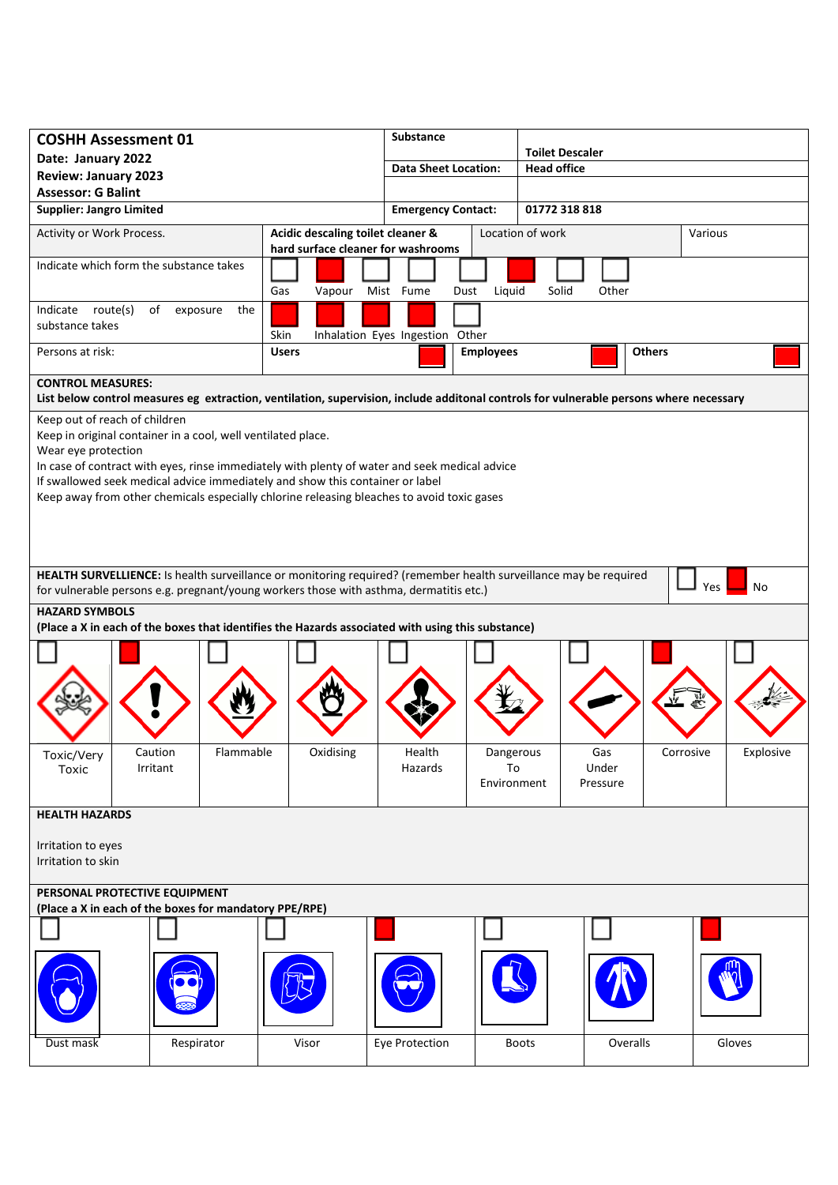## COSHH Assessment 01

| | |
|---|---|
| **COSHH Assessment 01**<br>**Date: January 2022**<br>**Review: January 2023**<br>**Assessor: G Balint** | |
| **Substance** | **Toilet Descaler** |
| **Data Sheet Location:** | **Head office** |
| **Supplier: Jangro Limited** | |
| **Emergency Contact:** | **01772 318 818** |

| | | | |
|---|---|---|---|
| Activity or Work Process. | **Acidic descaling toilet cleaner & hard surface cleaner for washrooms** | Location of work | Various |

**Indicate which form the substance takes**

| Gas | Vapour | Mist | Fume | Dust | Liquid | Solid | Other |
|---|---|---|---|---|---|---|---|
| | X | | | | X | | |

**Indicate route(s) of exposure the substance takes**

| Skin | Inhalation | Eyes | Ingestion | Other |
|---|---|---|---|---|
| X | X | X | X | |

**Persons at risk:**

| Users | Employees | Others |
|---|---|---|
| X | X | X |

**CONTROL MEASURES:**
**List below control measures eg extraction, ventilation, supervision, include additonal controls for vulnerable persons where necessary**

Keep out of reach of children
Keep in original container in a cool, well ventilated place.
Wear eye protection
In case of contract with eyes, rinse immediately with plenty of water and seek medical advice
If swallowed seek medical advice immediately and show this container or label
Keep away from other chemicals especially chlorine releasing bleaches to avoid toxic gases

**HEALTH SURVELLIENCE:** Is health surveillance or monitoring required? (remember health surveillance may be required for vulnerable persons e.g. pregnant/young workers those with asthma, dermatitis etc.)

| Yes | No |
|---|---|
| | X |

**HAZARD SYMBOLS**
**(Place a X in each of the boxes that identifies the Hazards associated with using this substance)**

| Toxic/Very Toxic | Caution Irritant | Flammable | Oxidising | Health Hazards | Dangerous To Environment | Gas Under Pressure | Corrosive | Explosive |
|---|---|---|---|---|---|---|---|---|
| | X | | | | | | X | |

**HEALTH HAZARDS**

Irritation to eyes
Irritation to skin

**PERSONAL PROTECTIVE EQUIPMENT**
**(Place a X in each of the boxes for mandatory PPE/RPE)**

| Dust mask | Respirator | Visor | Eye Protection | Boots | Overalls | Gloves |
|---|---|---|---|---|---|---|
| | | | X | | | X |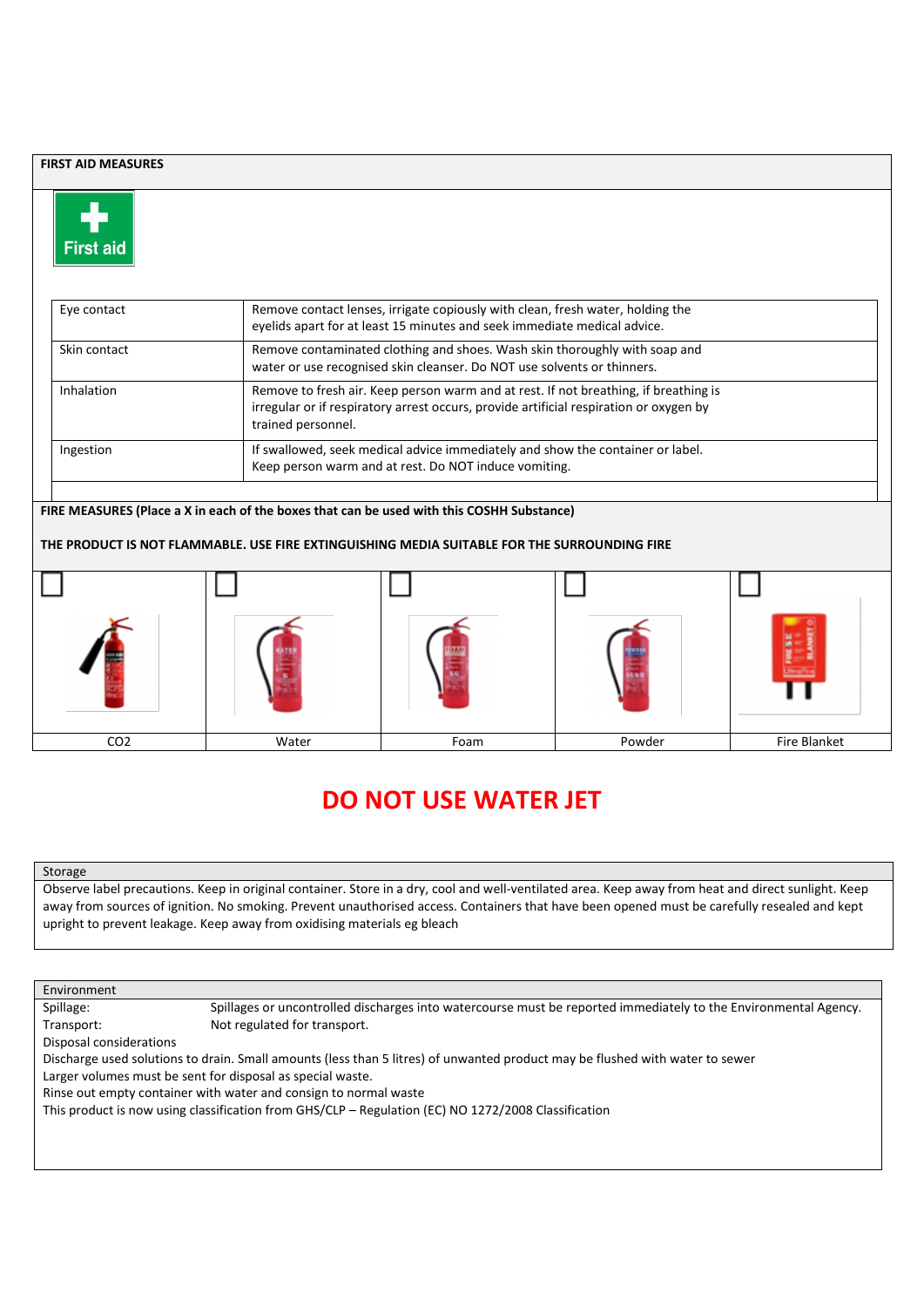## FIRST AID MEASURES

First aid

| | |
|---|---|
| Eye contact | Remove contact lenses, irrigate copiously with clean, fresh water, holding the eyelids apart for at least 15 minutes and seek immediate medical advice. |
| Skin contact | Remove contaminated clothing and shoes. Wash skin thoroughly with soap and water or use recognised skin cleanser. Do NOT use solvents or thinners. |
| Inhalation | Remove to fresh air. Keep person warm and at rest. If not breathing, if breathing is irregular or if respiratory arrest occurs, provide artificial respiration or oxygen by trained personnel. |
| Ingestion | If swallowed, seek medical advice immediately and show the container or label. Keep person warm and at rest. Do NOT induce vomiting. |

## FIRE MEASURES (Place a X in each of the boxes that can be used with this COSHH Substance)

**THE PRODUCT IS NOT FLAMMABLE. USE FIRE EXTINGUISHING MEDIA SUITABLE FOR THE SURROUNDING FIRE**

| ☐ | ☐ | ☐ | ☐ | ☐ |
|---|---|---|---|---|
| $CO_2$ | Water | Foam | Powder | Fire Blanket |

# DO NOT USE WATER JET

### Storage

Observe label precautions. Keep in original container. Store in a dry, cool and well-ventilated area. Keep away from heat and direct sunlight. Keep away from sources of ignition. No smoking. Prevent unauthorised access. Containers that have been opened must be carefully resealed and kept upright to prevent leakage. Keep away from oxidising materials eg bleach

### Environment

| | |
|---|---|
| Spillage: | Spillages or uncontrolled discharges into watercourse must be reported immediately to the Environmental Agency. |
| Transport: | Not regulated for transport. |

Disposal considerations

Discharge used solutions to drain. Small amounts (less than 5 litres) of unwanted product may be flushed with water to sewer

Larger volumes must be sent for disposal as special waste.

Rinse out empty container with water and consign to normal waste

This product is now using classification from GHS/CLP – Regulation (EC) NO 1272/2008 Classification